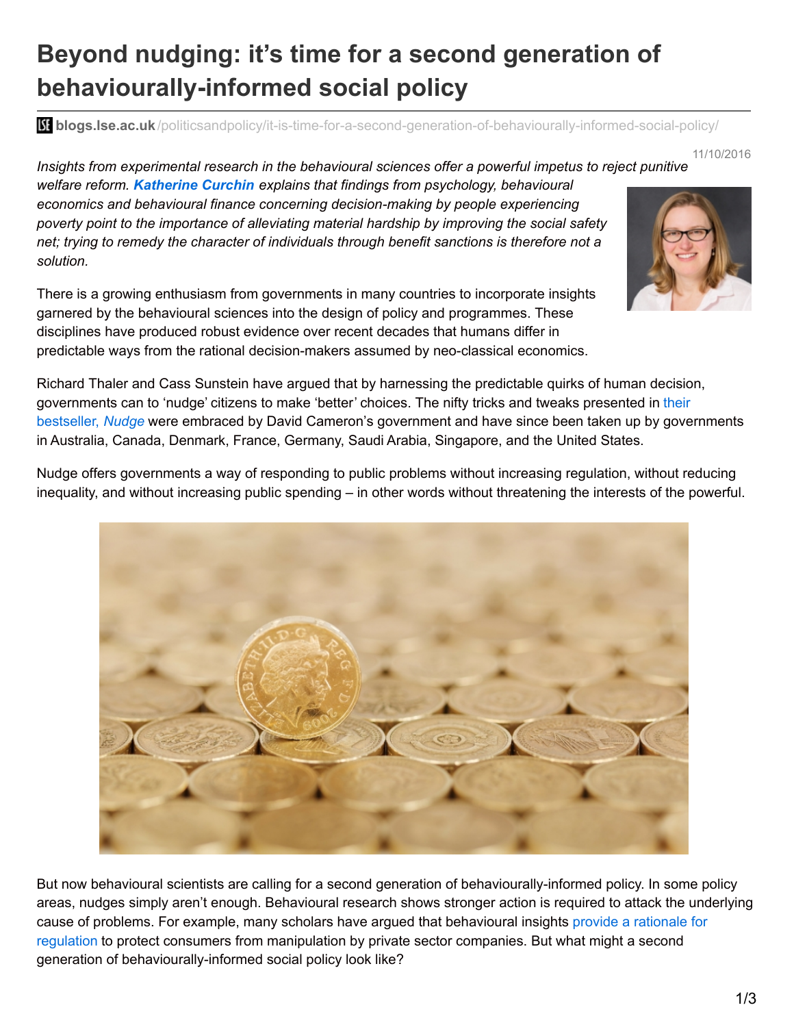# Beyond nudging: it's time for a second generation of behaviourally-informed social policy

**blogs.lse.ac.uk**/politicsandpolicy/it-is-time-for-a-second-generation-of-behaviourally-informed-social-policy/

11/10/2016

*Insights from experimental research in the behavioural sciences offer a powerful impetus to reject punitive welfare reform.* ***Katherine Curchin*** *explains that findings from psychology, behavioural economics and behavioural finance concerning decision-making by people experiencing poverty point to the importance of alleviating material hardship by improving the social safety net; trying to remedy the character of individuals through benefit sanctions is therefore not a solution.*

There is a growing enthusiasm from governments in many countries to incorporate insights garnered by the behavioural sciences into the design of policy and programmes. These disciplines have produced robust evidence over recent decades that humans differ in predictable ways from the rational decision-makers assumed by neo-classical economics.

Richard Thaler and Cass Sunstein have argued that by harnessing the predictable quirks of human decision, governments can to 'nudge' citizens to make 'better' choices. The nifty tricks and tweaks presented in their bestseller, *Nudge* were embraced by David Cameron's government and have since been taken up by governments in Australia, Canada, Denmark, France, Germany, Saudi Arabia, Singapore, and the United States.

Nudge offers governments a way of responding to public problems without increasing regulation, without reducing inequality, and without increasing public spending – in other words without threatening the interests of the powerful.

But now behavioural scientists are calling for a second generation of behaviourally-informed policy. In some policy areas, nudges simply aren't enough. Behavioural research shows stronger action is required to attack the underlying cause of problems. For example, many scholars have argued that behavioural insights provide a rationale for regulation to protect consumers from manipulation by private sector companies. But what might a second generation of behaviourally-informed social policy look like?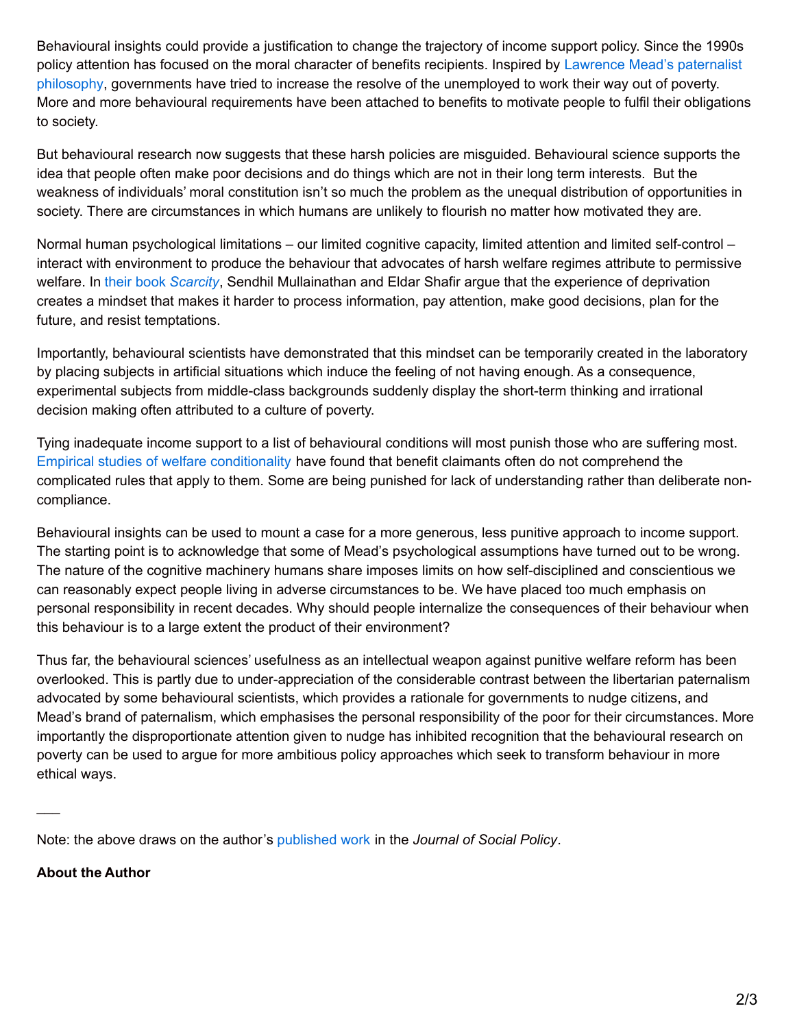Behavioural insights could provide a justification to change the trajectory of income support policy. Since the 1990s policy attention has focused on the moral character of benefits recipients. Inspired by Lawrence Mead's paternalist philosophy, governments have tried to increase the resolve of the unemployed to work their way out of poverty. More and more behavioural requirements have been attached to benefits to motivate people to fulfil their obligations to society.

But behavioural research now suggests that these harsh policies are misguided. Behavioural science supports the idea that people often make poor decisions and do things which are not in their long term interests. But the weakness of individuals' moral constitution isn't so much the problem as the unequal distribution of opportunities in society. There are circumstances in which humans are unlikely to flourish no matter how motivated they are.

Normal human psychological limitations – our limited cognitive capacity, limited attention and limited self-control – interact with environment to produce the behaviour that advocates of harsh welfare regimes attribute to permissive welfare. In their book *Scarcity*, Sendhil Mullainathan and Eldar Shafir argue that the experience of deprivation creates a mindset that makes it harder to process information, pay attention, make good decisions, plan for the future, and resist temptations.

Importantly, behavioural scientists have demonstrated that this mindset can be temporarily created in the laboratory by placing subjects in artificial situations which induce the feeling of not having enough. As a consequence, experimental subjects from middle-class backgrounds suddenly display the short-term thinking and irrational decision making often attributed to a culture of poverty.

Tying inadequate income support to a list of behavioural conditions will most punish those who are suffering most. Empirical studies of welfare conditionality have found that benefit claimants often do not comprehend the complicated rules that apply to them. Some are being punished for lack of understanding rather than deliberate non-compliance.

Behavioural insights can be used to mount a case for a more generous, less punitive approach to income support. The starting point is to acknowledge that some of Mead's psychological assumptions have turned out to be wrong. The nature of the cognitive machinery humans share imposes limits on how self-disciplined and conscientious we can reasonably expect people living in adverse circumstances to be. We have placed too much emphasis on personal responsibility in recent decades. Why should people internalize the consequences of their behaviour when this behaviour is to a large extent the product of their environment?

Thus far, the behavioural sciences' usefulness as an intellectual weapon against punitive welfare reform has been overlooked. This is partly due to under-appreciation of the considerable contrast between the libertarian paternalism advocated by some behavioural scientists, which provides a rationale for governments to nudge citizens, and Mead's brand of paternalism, which emphasises the personal responsibility of the poor for their circumstances. More importantly the disproportionate attention given to nudge has inhibited recognition that the behavioural research on poverty can be used to argue for more ambitious policy approaches which seek to transform behaviour in more ethical ways.

___

Note: the above draws on the author's published work in the *Journal of Social Policy*.

**About the Author**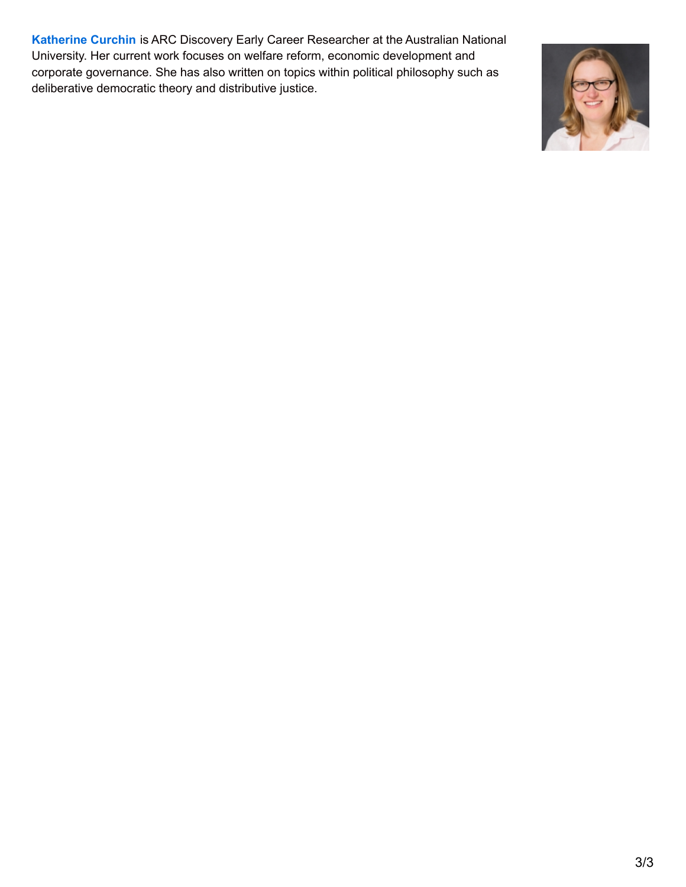**Katherine Curchin** is ARC Discovery Early Career Researcher at the Australian National University. Her current work focuses on welfare reform, economic development and corporate governance. She has also written on topics within political philosophy such as deliberative democratic theory and distributive justice.